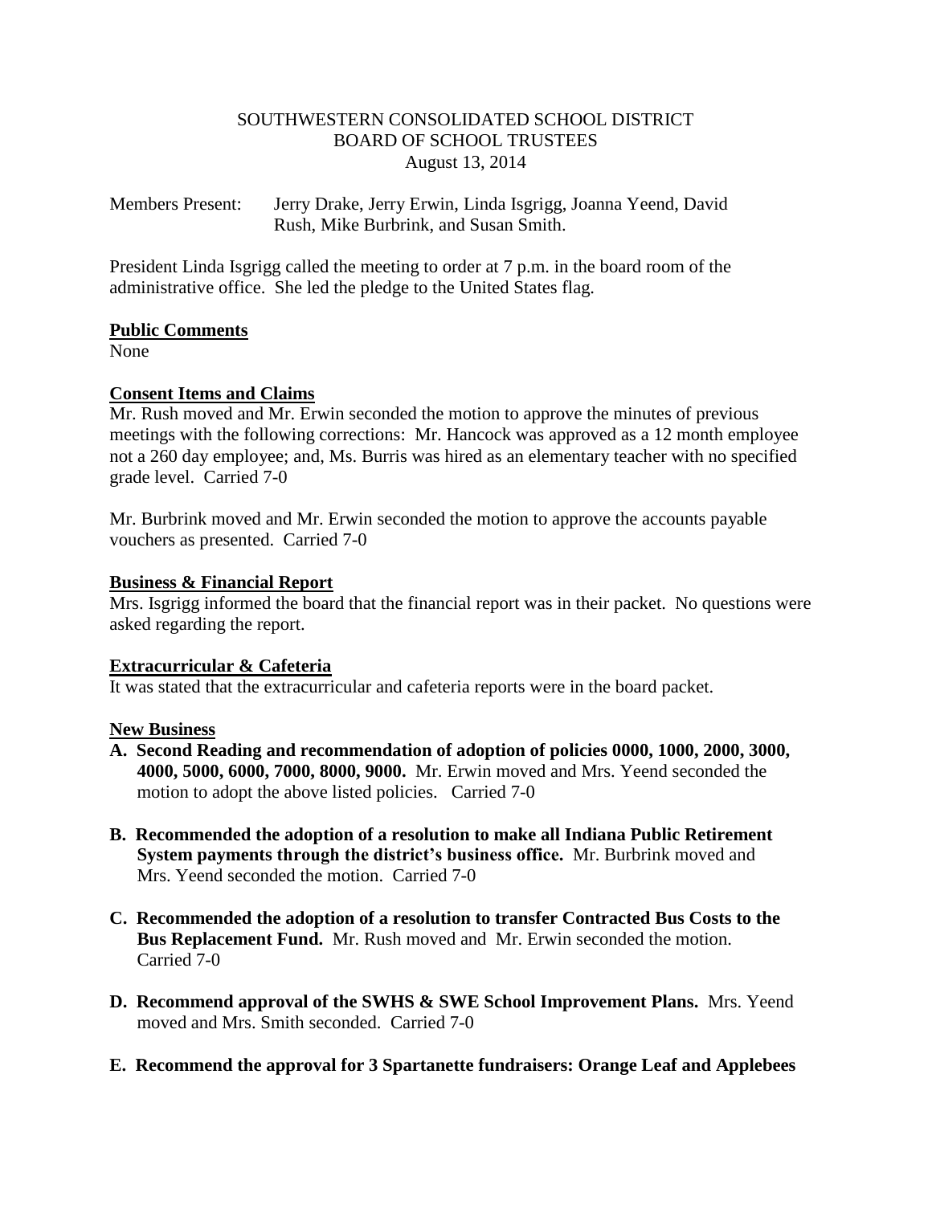# SOUTHWESTERN CONSOLIDATED SCHOOL DISTRICT
## BOARD OF SCHOOL TRUSTEES
August 13, 2014

Members Present: Jerry Drake, Jerry Erwin, Linda Isgrigg, Joanna Yeend, David Rush, Mike Burbrink, and Susan Smith.

President Linda Isgrigg called the meeting to order at 7 p.m. in the board room of the administrative office. She led the pledge to the United States flag.

### Public Comments

None

### Consent Items and Claims

Mr. Rush moved and Mr. Erwin seconded the motion to approve the minutes of previous meetings with the following corrections: Mr. Hancock was approved as a 12 month employee not a 260 day employee; and, Ms. Burris was hired as an elementary teacher with no specified grade level. Carried 7-0

Mr. Burbrink moved and Mr. Erwin seconded the motion to approve the accounts payable vouchers as presented. Carried 7-0

### Business & Financial Report

Mrs. Isgrigg informed the board that the financial report was in their packet. No questions were asked regarding the report.

### Extracurricular & Cafeteria

It was stated that the extracurricular and cafeteria reports were in the board packet.

### New Business

**A. Second Reading and recommendation of adoption of policies 0000, 1000, 2000, 3000, 4000, 5000, 6000, 7000, 8000, 9000.** Mr. Erwin moved and Mrs. Yeend seconded the motion to adopt the above listed policies. Carried 7-0

**B. Recommended the adoption of a resolution to make all Indiana Public Retirement System payments through the district's business office.** Mr. Burbrink moved and Mrs. Yeend seconded the motion. Carried 7-0

**C. Recommended the adoption of a resolution to transfer Contracted Bus Costs to the Bus Replacement Fund.** Mr. Rush moved and Mr. Erwin seconded the motion. Carried 7-0

**D. Recommend approval of the SWHS & SWE School Improvement Plans.** Mrs. Yeend moved and Mrs. Smith seconded. Carried 7-0

**E. Recommend the approval for 3 Spartanette fundraisers: Orange Leaf and Applebees**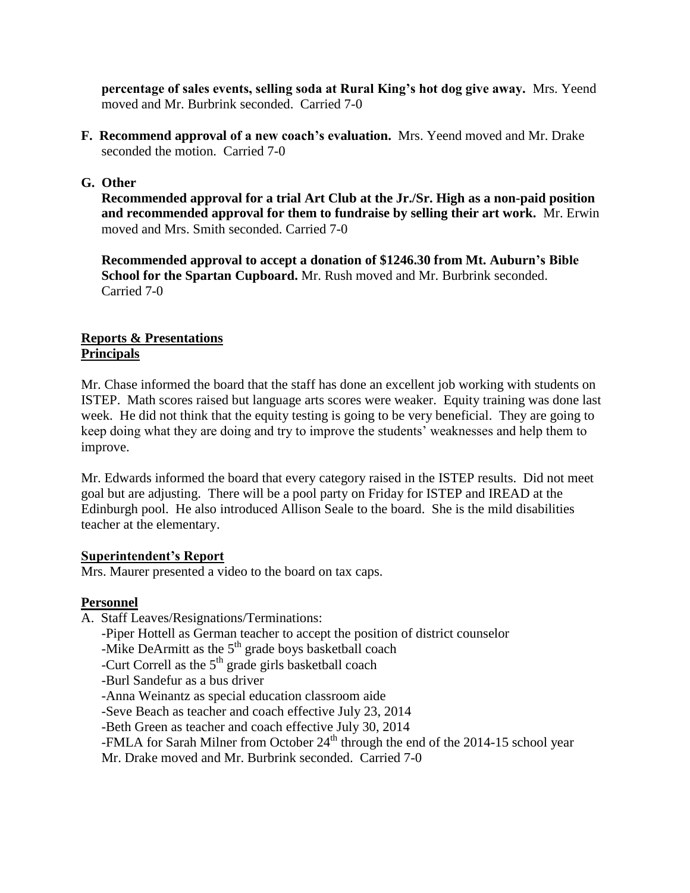**percentage of sales events, selling soda at Rural King's hot dog give away.** Mrs. Yeend moved and Mr. Burbrink seconded. Carried 7-0

**F. Recommend approval of a new coach's evaluation.** Mrs. Yeend moved and Mr. Drake seconded the motion. Carried 7-0

**G. Other**

**Recommended approval for a trial Art Club at the Jr./Sr. High as a non-paid position and recommended approval for them to fundraise by selling their art work.** Mr. Erwin moved and Mrs. Smith seconded. Carried 7-0

**Recommended approval to accept a donation of $1246.30 from Mt. Auburn's Bible School for the Spartan Cupboard.** Mr. Rush moved and Mr. Burbrink seconded. Carried 7-0

## Reports & Presentations

## Principals

Mr. Chase informed the board that the staff has done an excellent job working with students on ISTEP. Math scores raised but language arts scores were weaker. Equity training was done last week. He did not think that the equity testing is going to be very beneficial. They are going to keep doing what they are doing and try to improve the students' weaknesses and help them to improve.

Mr. Edwards informed the board that every category raised in the ISTEP results. Did not meet goal but are adjusting. There will be a pool party on Friday for ISTEP and IREAD at the Edinburgh pool. He also introduced Allison Seale to the board. She is the mild disabilities teacher at the elementary.

## Superintendent's Report

Mrs. Maurer presented a video to the board on tax caps.

## Personnel

A. Staff Leaves/Resignations/Terminations:

- Piper Hottell as German teacher to accept the position of district counselor
- Mike DeArmitt as the 5th grade boys basketball coach
- Curt Correll as the 5th grade girls basketball coach
- Burl Sandefur as a bus driver
- Anna Weinantz as special education classroom aide
- Seve Beach as teacher and coach effective July 23, 2014
- Beth Green as teacher and coach effective July 30, 2014
- FMLA for Sarah Milner from October 24th through the end of the 2014-15 school year

Mr. Drake moved and Mr. Burbrink seconded. Carried 7-0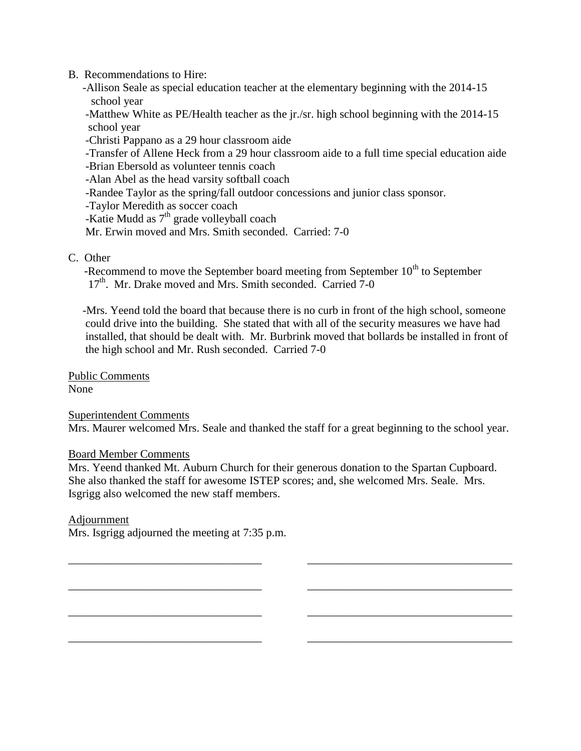B. Recommendations to Hire:

- Allison Seale as special education teacher at the elementary beginning with the 2014-15 school year
- Matthew White as PE/Health teacher as the jr./sr. high school beginning with the 2014-15 school year
- Christi Pappano as a 29 hour classroom aide
- Transfer of Allene Heck from a 29 hour classroom aide to a full time special education aide
- Brian Ebersold as volunteer tennis coach
- Alan Abel as the head varsity softball coach
- Randee Taylor as the spring/fall outdoor concessions and junior class sponsor.
- Taylor Meredith as soccer coach
- Katie Mudd as 7th grade volleyball coach

Mr. Erwin moved and Mrs. Smith seconded. Carried: 7-0

C. Other

- Recommend to move the September board meeting from September 10th to September 17th. Mr. Drake moved and Mrs. Smith seconded. Carried 7-0
- Mrs. Yeend told the board that because there is no curb in front of the high school, someone could drive into the building. She stated that with all of the security measures we have had installed, that should be dealt with. Mr. Burbrink moved that bollards be installed in front of the high school and Mr. Rush seconded. Carried 7-0

<u>Public Comments</u>

None

<u>Superintendent Comments</u>

Mrs. Maurer welcomed Mrs. Seale and thanked the staff for a great beginning to the school year.

<u>Board Member Comments</u>

Mrs. Yeend thanked Mt. Auburn Church for their generous donation to the Spartan Cupboard. She also thanked the staff for awesome ISTEP scores; and, she welcomed Mrs. Seale. Mrs. Isgrigg also welcomed the new staff members.

<u>Adjournment</u>

Mrs. Isgrigg adjourned the meeting at 7:35 p.m.

\_\_\_\_\_\_\_\_\_\_\_\_\_\_\_\_\_\_\_\_\_\_\_\_\_\_\_\_\_\_\_\_\_\_ \_\_\_\_\_\_\_\_\_\_\_\_\_\_\_\_\_\_\_\_\_\_\_\_\_\_\_\_\_\_\_\_\_\_

\_\_\_\_\_\_\_\_\_\_\_\_\_\_\_\_\_\_\_\_\_\_\_\_\_\_\_\_\_\_\_\_\_\_ \_\_\_\_\_\_\_\_\_\_\_\_\_\_\_\_\_\_\_\_\_\_\_\_\_\_\_\_\_\_\_\_\_\_

\_\_\_\_\_\_\_\_\_\_\_\_\_\_\_\_\_\_\_\_\_\_\_\_\_\_\_\_\_\_\_\_\_\_ \_\_\_\_\_\_\_\_\_\_\_\_\_\_\_\_\_\_\_\_\_\_\_\_\_\_\_\_\_\_\_\_\_\_

\_\_\_\_\_\_\_\_\_\_\_\_\_\_\_\_\_\_\_\_\_\_\_\_\_\_\_\_\_\_\_\_\_\_ \_\_\_\_\_\_\_\_\_\_\_\_\_\_\_\_\_\_\_\_\_\_\_\_\_\_\_\_\_\_\_\_\_\_